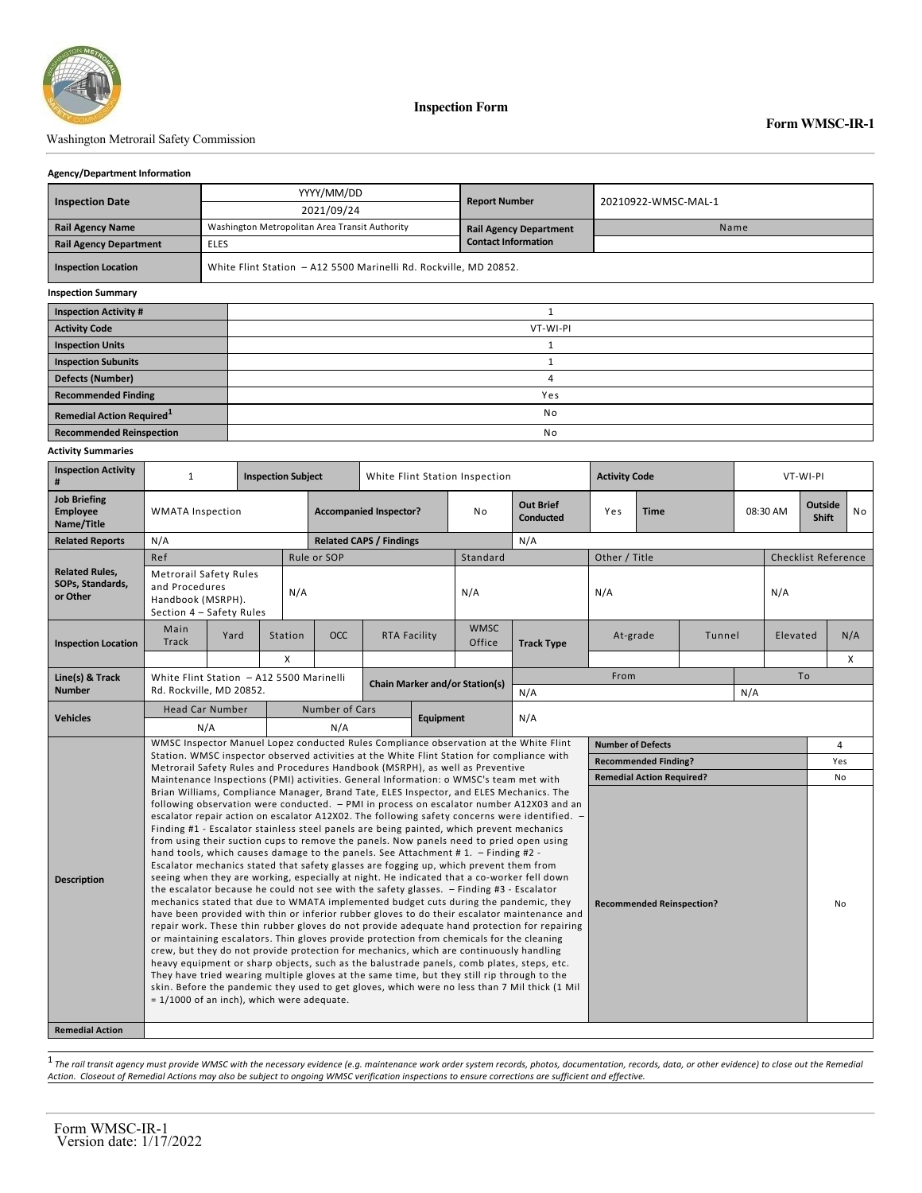Inspection Form

**Form WMSC-IR-1**

Washington Metrorail Safety Commission

**Agency/Department Information**

| **Inspection Date** | YYYY/MM/DD<br>2021/09/24 | **Report Number** | 20210922-WMSC-MAL-1 |
|---|---|---|---|
| **Rail Agency Name** | Washington Metropolitan Area Transit Authority | **Rail Agency Department Contact Information** | Name |
| **Rail Agency Department** | ELES | | |
| **Inspection Location** | White Flint Station – A12 5500 Marinelli Rd. Rockville, MD 20852. | | |

**Inspection Summary**

| | |
|---|---|
| **Inspection Activity #** | 1 |
| **Activity Code** | VT-WI-PI |
| **Inspection Units** | 1 |
| **Inspection Subunits** | 1 |
| **Defects (Number)** | 4 |
| **Recommended Finding** | Yes |
| **Remedial Action Required**[1] | No |
| **Recommended Reinspection** | No |

**Activity Summaries**

| **Inspection Activity #** | 1 | **Inspection Subject** | White Flint Station Inspection | **Activity Code** | VT-WI-PI |
|---|---|---|---|---|---|
| **Job Briefing Employee Name/Title** | WMATA Inspection | **Accompanied Inspector?** | No | **Out Brief Conducted** | Yes |
| **Time** | 08:30 AM | **Outside Shift** | No | | |
| **Related Reports** | N/A | **Related CAPS / Findings** | N/A | | |

| **Related Rules, SOPs, Standards, or Other** | |
|---|---|
| Ref | Metrorail Safety Rules and Procedures Handbook (MSRPH). Section 4 – Safety Rules |
| Rule or SOP | N/A |
| Standard | N/A |
| Other / Title | N/A |
| Checklist Reference | N/A |

| **Inspection Location** | Main Track | Yard | Station | OCC | RTA Facility | WMSC Office |
|---|---|---|---|---|---|---|
| | | | X | | | |

| **Track Type** | At-grade | Tunnel | Elevated | N/A |
|---|---|---|---|---|
| | | | | X |

| **Line(s) & Track Number** | White Flint Station – A12 5500 Marinelli Rd. Rockville, MD 20852. | **Chain Marker and/or Station(s)** | From: N/A | To: N/A |
|---|---|---|---|---|
| **Vehicles** | Head Car Number: N/A | Number of Cars: N/A | **Equipment** | N/A |

**Description**

WMSC Inspector Manuel Lopez conducted Rules Compliance observation at the White Flint Station. WMSC inspector observed activities at the White Flint Station for compliance with Metrorail Safety Rules and Procedures Handbook (MSRPH), as well as Preventive Maintenance Inspections (PMI) activities. General Information: o WMSC's team met with Brian Williams, Compliance Manager, Brand Tate, ELES Inspector, and ELES Mechanics. The following observation were conducted. – PMI in process on escalator number A12X03 and an escalator repair action on escalator A12X02. The following safety concerns were identified. – Finding #1 - Escalator stainless steel panels are being painted, which prevent mechanics from using their suction cups to remove the panels. Now panels need to pried open using hand tools, which causes damage to the panels. See Attachment # 1. – Finding #2 - Escalator mechanics stated that safety glasses are fogging up, which prevent them from seeing when they are working, especially at night. He indicated that a co-worker fell down the escalator because he could not see with the safety glasses. – Finding #3 - Escalator mechanics stated that due to WMATA implemented budget cuts during the pandemic, they have been provided with thin or inferior rubber gloves to do their escalator maintenance and repair work. These thin rubber gloves do not provide adequate hand protection for repairing or maintaining escalators. Thin gloves provide protection from chemicals for the cleaning crew, but they do not provide protection for mechanics, which are continuously handling heavy equipment or sharp objects, such as the balustrade panels, comb plates, steps, etc. They have tried wearing multiple gloves at the same time, but they still rip through to the skin. Before the pandemic they used to get gloves, which were no less than 7 Mil thick (1 Mil = 1/1000 of an inch), which were adequate.

| | |
|---|---|
| **Number of Defects** | 4 |
| **Recommended Finding?** | Yes |
| **Remedial Action Required?** | No |
| **Recommended Reinspection?** | No |

**Remedial Action**

[1] *The rail transit agency must provide WMSC with the necessary evidence (e.g. maintenance work order system records, photos, documentation, records, data, or other evidence) to close out the Remedial Action. Closeout of Remedial Actions may also be subject to ongoing WMSC verification inspections to ensure corrections are sufficient and effective.*

Form WMSC-IR-1
Version date: 1/17/2022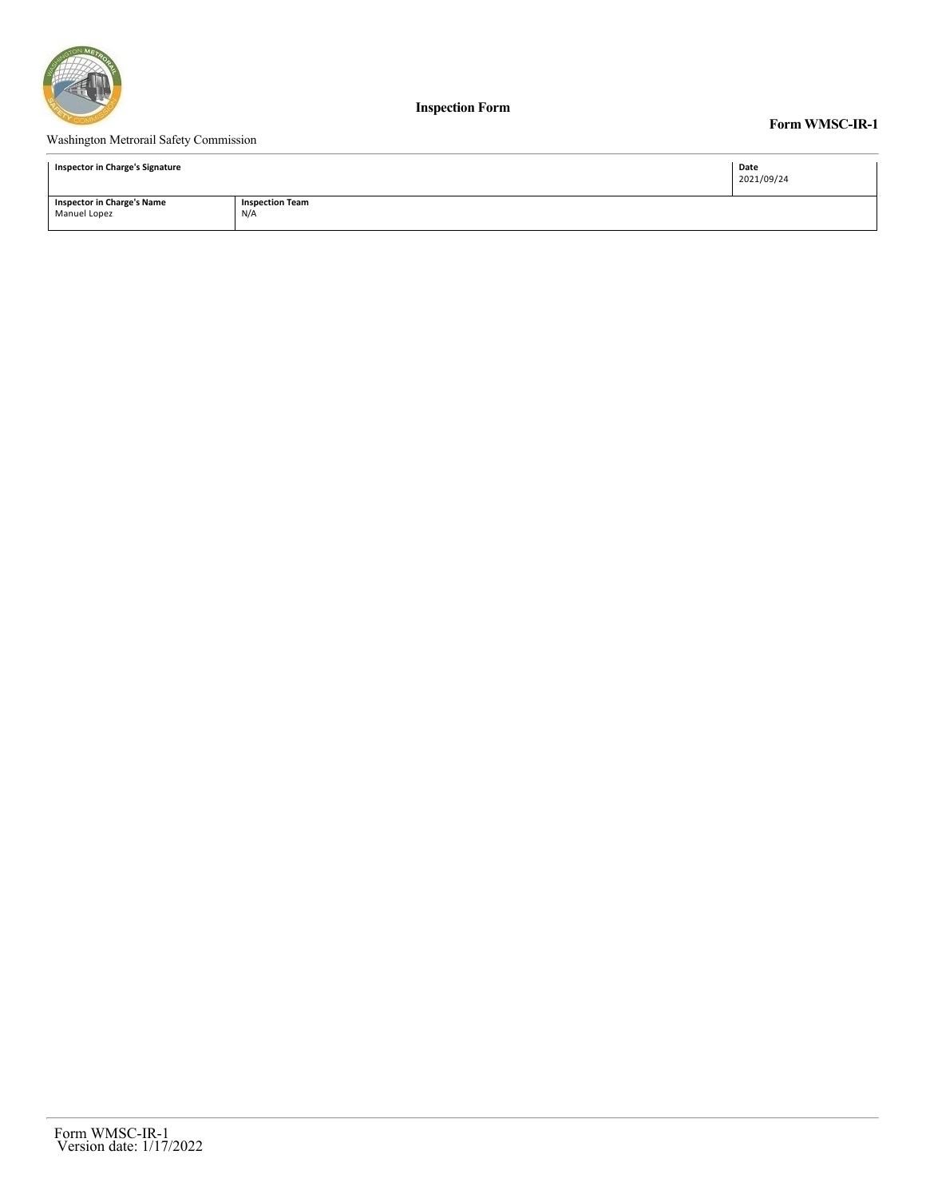Washington Metrorail Safety Commission

**Inspection Form**

**Form WMSC-IR-1**

| | | |
|---|---|---|
| **Inspector in Charge's Signature** | | **Date**<br>2021/09/24 |
| **Inspector in Charge's Name**<br>Manuel Lopez | **Inspection Team**<br>N/A | |

Form WMSC-IR-1
Version date: 1/17/2022